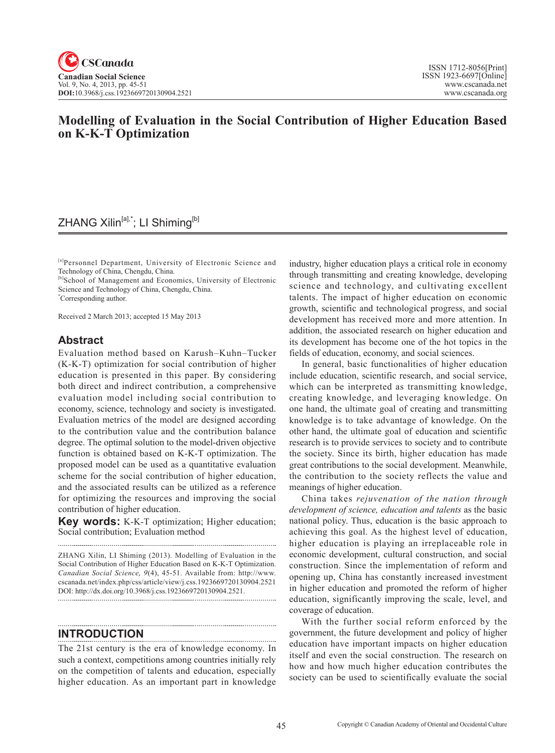# Modelling of Evaluation in the Social Contribution of Higher Education Based on K-K-T Optimization

ZHANG Xilin[a],*; LI Shiming[b]

[a]Personnel Department, University of Electronic Science and Technology of China, Chengdu, China.
[b]School of Management and Economics, University of Electronic Science and Technology of China, Chengdu, China.
*Corresponding author.

Received 2 March 2013; accepted 15 May 2013

## Abstract

Evaluation method based on Karush–Kuhn–Tucker (K-K-T) optimization for social contribution of higher education is presented in this paper. By considering both direct and indirect contribution, a comprehensive evaluation model including social contribution to economy, science, technology and society is investigated. Evaluation metrics of the model are designed according to the contribution value and the contribution balance degree. The optimal solution to the model-driven objective function is obtained based on K-K-T optimization. The proposed model can be used as a quantitative evaluation scheme for the social contribution of higher education, and the associated results can be utilized as a reference for optimizing the resources and improving the social contribution of higher education.

**Key words:** K-K-T optimization; Higher education; Social contribution; Evaluation method

ZHANG Xilin, LI Shiming (2013). Modelling of Evaluation in the Social Contribution of Higher Education Based on K-K-T Optimization. *Canadian Social Science*, *9*(4), 45-51. Available from: http://www.cscanada.net/index.php/css/article/view/j.css.1923669720130904.2521 DOI: http://dx.doi.org/10.3968/j.css.1923669720130904.2521.

## INTRODUCTION

The 21st century is the era of knowledge economy. In such a context, competitions among countries initially rely on the competition of talents and education, especially higher education. As an important part in knowledge industry, higher education plays a critical role in economy through transmitting and creating knowledge, developing science and technology, and cultivating excellent talents. The impact of higher education on economic growth, scientific and technological progress, and social development has received more and more attention. In addition, the associated research on higher education and its development has become one of the hot topics in the fields of education, economy, and social sciences.

In general, basic functionalities of higher education include education, scientific research, and social service, which can be interpreted as transmitting knowledge, creating knowledge, and leveraging knowledge. On one hand, the ultimate goal of creating and transmitting knowledge is to take advantage of knowledge. On the other hand, the ultimate goal of education and scientific research is to provide services to society and to contribute the society. Since its birth, higher education has made great contributions to the social development. Meanwhile, the contribution to the society reflects the value and meanings of higher education.

China takes *rejuvenation of the nation through development of science, education and talents* as the basic national policy. Thus, education is the basic approach to achieving this goal. As the highest level of education, higher education is playing an irreplaceable role in economic development, cultural construction, and social construction. Since the implementation of reform and opening up, China has constantly increased investment in higher education and promoted the reform of higher education, significantly improving the scale, level, and coverage of education.

With the further social reform enforced by the government, the future development and policy of higher education have important impacts on higher education itself and even the social construction. The research on how and how much higher education contributes the society can be used to scientifically evaluate the social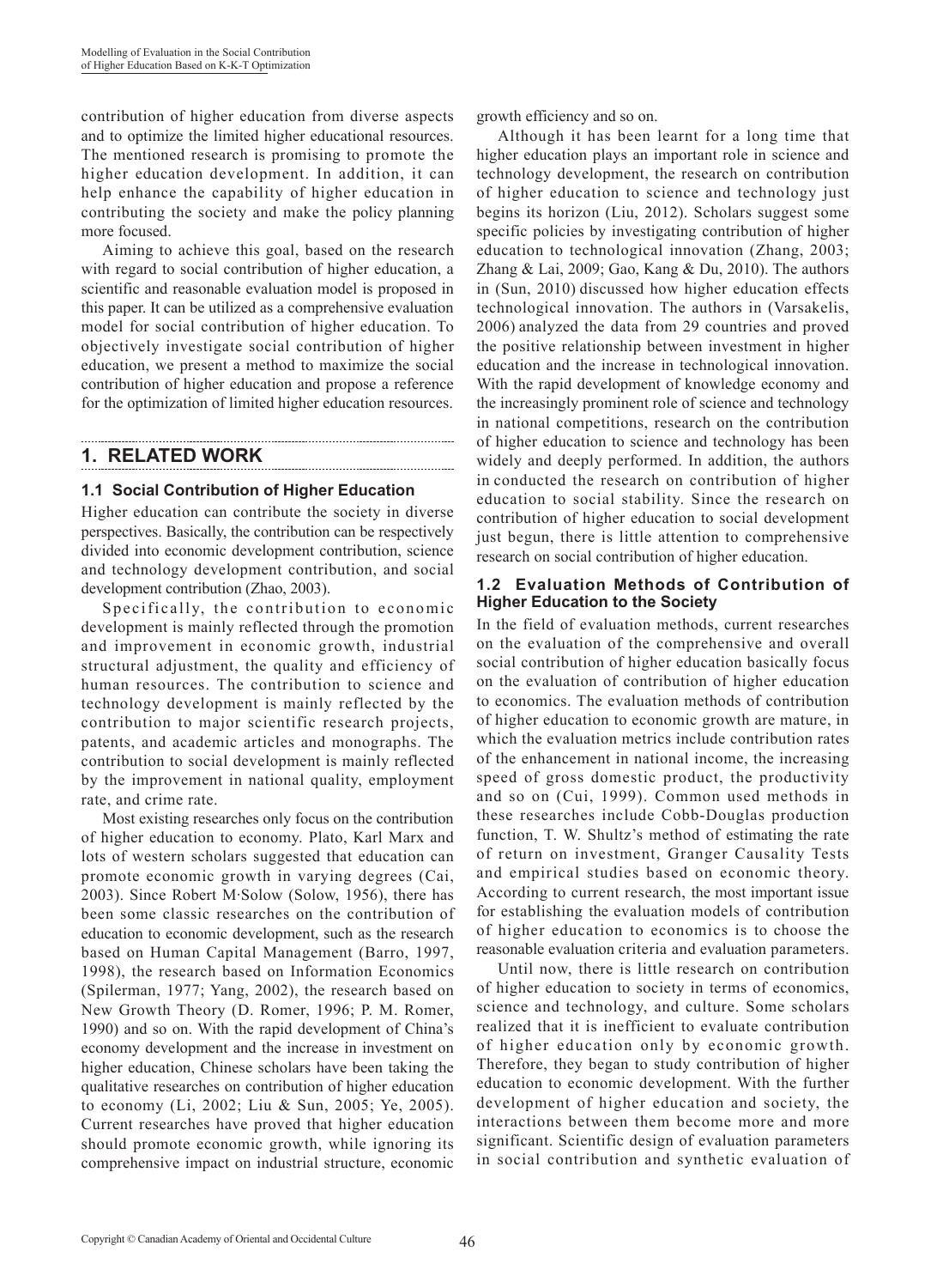contribution of higher education from diverse aspects and to optimize the limited higher educational resources. The mentioned research is promising to promote the higher education development. In addition, it can help enhance the capability of higher education in contributing the society and make the policy planning more focused.

Aiming to achieve this goal, based on the research with regard to social contribution of higher education, a scientific and reasonable evaluation model is proposed in this paper. It can be utilized as a comprehensive evaluation model for social contribution of higher education. To objectively investigate social contribution of higher education, we present a method to maximize the social contribution of higher education and propose a reference for the optimization of limited higher education resources.

## 1. RELATED WORK

### 1.1 Social Contribution of Higher Education

Higher education can contribute the society in diverse perspectives. Basically, the contribution can be respectively divided into economic development contribution, science and technology development contribution, and social development contribution (Zhao, 2003).

Specifically, the contribution to economic development is mainly reflected through the promotion and improvement in economic growth, industrial structural adjustment, the quality and efficiency of human resources. The contribution to science and technology development is mainly reflected by the contribution to major scientific research projects, patents, and academic articles and monographs. The contribution to social development is mainly reflected by the improvement in national quality, employment rate, and crime rate.

Most existing researches only focus on the contribution of higher education to economy. Plato, Karl Marx and lots of western scholars suggested that education can promote economic growth in varying degrees (Cai, 2003). Since Robert M·Solow (Solow, 1956), there has been some classic researches on the contribution of education to economic development, such as the research based on Human Capital Management (Barro, 1997, 1998), the research based on Information Economics (Spilerman, 1977; Yang, 2002), the research based on New Growth Theory (D. Romer, 1996; P. M. Romer, 1990) and so on. With the rapid development of China's economy development and the increase in investment on higher education, Chinese scholars have been taking the qualitative researches on contribution of higher education to economy (Li, 2002; Liu & Sun, 2005; Ye, 2005). Current researches have proved that higher education should promote economic growth, while ignoring its comprehensive impact on industrial structure, economic growth efficiency and so on.

Although it has been learnt for a long time that higher education plays an important role in science and technology development, the research on contribution of higher education to science and technology just begins its horizon (Liu, 2012). Scholars suggest some specific policies by investigating contribution of higher education to technological innovation (Zhang, 2003; Zhang & Lai, 2009; Gao, Kang & Du, 2010). The authors in (Sun, 2010) discussed how higher education effects technological innovation. The authors in (Varsakelis, 2006) analyzed the data from 29 countries and proved the positive relationship between investment in higher education and the increase in technological innovation. With the rapid development of knowledge economy and the increasingly prominent role of science and technology in national competitions, research on the contribution of higher education to science and technology has been widely and deeply performed. In addition, the authors in conducted the research on contribution of higher education to social stability. Since the research on contribution of higher education to social development just begun, there is little attention to comprehensive research on social contribution of higher education.

### 1.2 Evaluation Methods of Contribution of Higher Education to the Society

In the field of evaluation methods, current researches on the evaluation of the comprehensive and overall social contribution of higher education basically focus on the evaluation of contribution of higher education to economics. The evaluation methods of contribution of higher education to economic growth are mature, in which the evaluation metrics include contribution rates of the enhancement in national income, the increasing speed of gross domestic product, the productivity and so on (Cui, 1999). Common used methods in these researches include Cobb-Douglas production function, T. W. Shultz's method of estimating the rate of return on investment, Granger Causality Tests and empirical studies based on economic theory. According to current research, the most important issue for establishing the evaluation models of contribution of higher education to economics is to choose the reasonable evaluation criteria and evaluation parameters.

Until now, there is little research on contribution of higher education to society in terms of economics, science and technology, and culture. Some scholars realized that it is inefficient to evaluate contribution of higher education only by economic growth. Therefore, they began to study contribution of higher education to economic development. With the further development of higher education and society, the interactions between them become more and more significant. Scientific design of evaluation parameters in social contribution and synthetic evaluation of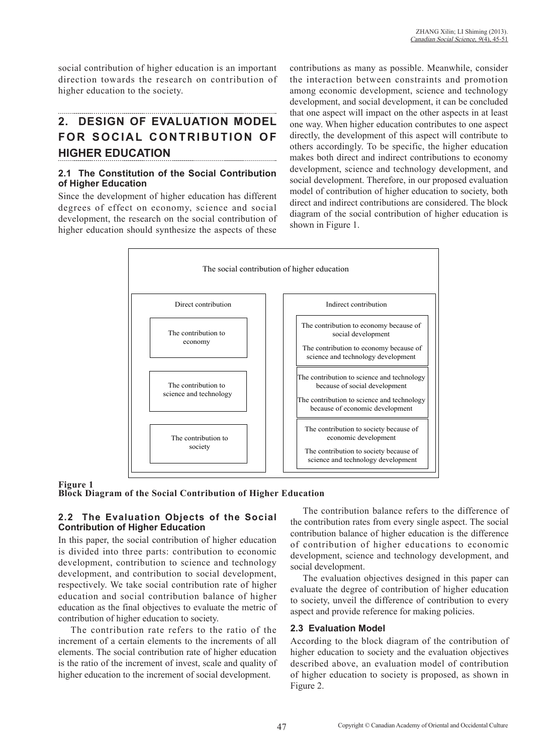social contribution of higher education is an important direction towards the research on contribution of higher education to the society.

## 2. DESIGN OF EVALUATION MODEL FOR SOCIAL CONTRIBUTION OF HIGHER EDUCATION

### 2.1 The Constitution of the Social Contribution of Higher Education

Since the development of higher education has different degrees of effect on economy, science and social development, the research on the social contribution of higher education should synthesize the aspects of these contributions as many as possible. Meanwhile, consider the interaction between constraints and promotion among economic development, science and technology development, and social development, it can be concluded that one aspect will impact on the other aspects in at least one way. When higher education contributes to one aspect directly, the development of this aspect will contribute to others accordingly. To be specific, the higher education makes both direct and indirect contributions to economy development, science and technology development, and social development. Therefore, in our proposed evaluation model of contribution of higher education to society, both direct and indirect contributions are considered. The block diagram of the social contribution of higher education is shown in Figure 1.

The social contribution of higher education

- Direct contribution
  - The contribution to economy
  - The contribution to science and technology
  - The contribution to society
- Indirect contribution
  - The contribution to economy because of social development
  - The contribution to economy because of science and technology development
  - The contribution to science and technology because of social development
  - The contribution to science and technology because of economic development
  - The contribution to society because of economic development
  - The contribution to society because of science and technology development

**Figure 1**
**Block Diagram of the Social Contribution of Higher Education**

### 2.2 The Evaluation Objects of the Social Contribution of Higher Education

In this paper, the social contribution of higher education is divided into three parts: contribution to economic development, contribution to science and technology development, and contribution to social development, respectively. We take social contribution rate of higher education and social contribution balance of higher education as the final objectives to evaluate the metric of contribution of higher education to society.

The contribution rate refers to the ratio of the increment of a certain elements to the increments of all elements. The social contribution rate of higher education is the ratio of the increment of invest, scale and quality of higher education to the increment of social development.

The contribution balance refers to the difference of the contribution rates from every single aspect. The social contribution balance of higher education is the difference of contribution of higher educations to economic development, science and technology development, and social development.

The evaluation objectives designed in this paper can evaluate the degree of contribution of higher education to society, unveil the difference of contribution to every aspect and provide reference for making policies.

### 2.3 Evaluation Model

According to the block diagram of the contribution of higher education to society and the evaluation objectives described above, an evaluation model of contribution of higher education to society is proposed, as shown in Figure 2.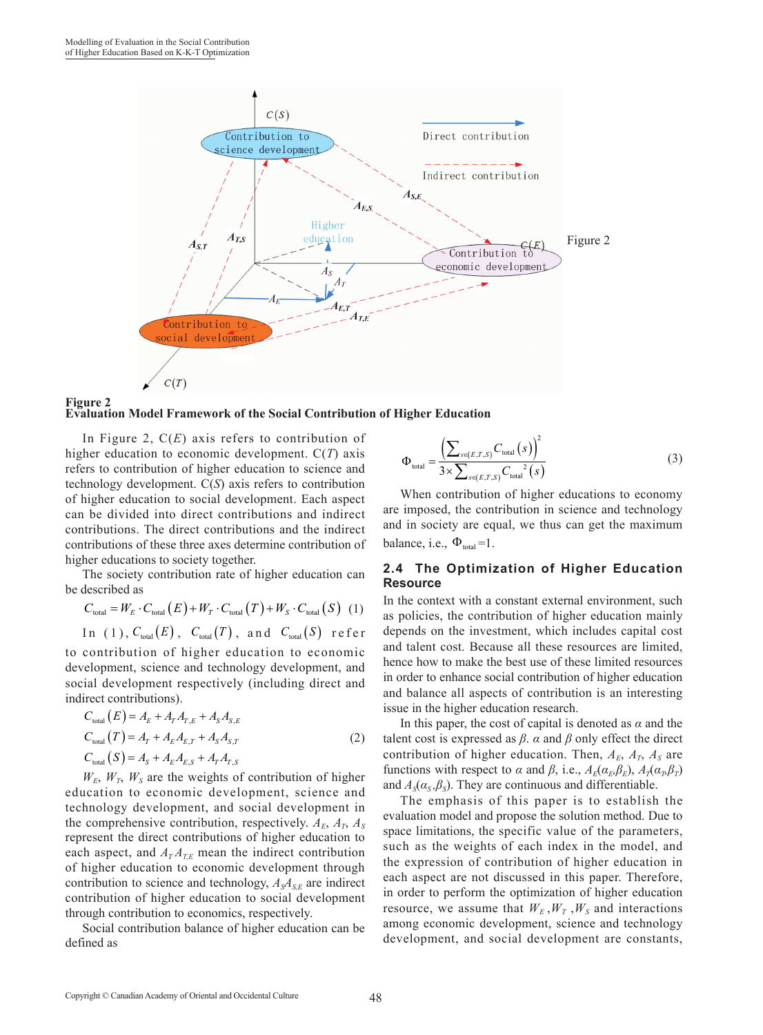Figure 2
**Evaluation Model Framework of the Social Contribution of Higher Education**

In Figure 2, C($E$) axis refers to contribution of higher education to economic development. C($T$) axis refers to contribution of higher education to science and technology development. C($S$) axis refers to contribution of higher education to social development. Each aspect can be divided into direct contributions and indirect contributions. The direct contributions and the indirect contributions of these three axes determine contribution of higher educations to society together.

The society contribution rate of higher education can be described as

$$C_{\text{total}} = W_E \cdot C_{\text{total}}(E) + W_T \cdot C_{\text{total}}(T) + W_S \cdot C_{\text{total}}(S) \quad (1)$$

In (1), $C_{\text{total}}(E)$, $C_{\text{total}}(T)$, and $C_{\text{total}}(S)$ refer to contribution of higher education to economic development, science and technology development, and social development respectively (including direct and indirect contributions).

$$\begin{aligned} C_{\text{total}}(E) &= A_E + A_T A_{T,E} + A_S A_{S,E} \\ C_{\text{total}}(T) &= A_T + A_E A_{E,T} + A_S A_{S,T} \\ C_{\text{total}}(S) &= A_S + A_E A_{E,S} + A_T A_{T,S} \end{aligned} \quad (2)$$

$W_E$, $W_T$, $W_S$ are the weights of contribution of higher education to economic development, science and technology development, and social development in the comprehensive contribution, respectively. $A_E$, $A_T$, $A_S$ represent the direct contributions of higher education to each aspect, and $A_T A_{T,E}$ mean the indirect contribution of higher education to economic development through contribution to science and technology, $A_S A_{S,E}$ are indirect contribution of higher education to social development through contribution to economics, respectively.

Social contribution balance of higher education can be defined as

$$\Phi_{\text{total}} = \frac{\left(\sum_{s\in(E,T,S)} C_{\text{total}}(s)\right)^2}{3 \times \sum_{s\in(E,T,S)} C_{\text{total}}^{\ 2}(s)} \quad (3)$$

When contribution of higher educations to economy are imposed, the contribution in science and technology and in society are equal, we thus can get the maximum balance, i.e., $\Phi_{\text{total}} = 1$.

## 2.4 The Optimization of Higher Education Resource

In the context with a constant external environment, such as policies, the contribution of higher education mainly depends on the investment, which includes capital cost and talent cost. Because all these resources are limited, hence how to make the best use of these limited resources in order to enhance social contribution of higher education and balance all aspects of contribution is an interesting issue in the higher education research.

In this paper, the cost of capital is denoted as $\alpha$ and the talent cost is expressed as $\beta$. $\alpha$ and $\beta$ only effect the direct contribution of higher education. Then, $A_E$, $A_T$, $A_S$ are functions with respect to $\alpha$ and $\beta$, i.e., $A_E(\alpha_E, \beta_E)$, $A_T(\alpha_T, \beta_T)$ and $A_S(\alpha_S, \beta_S)$. They are continuous and differentiable.

The emphasis of this paper is to establish the evaluation model and propose the solution method. Due to space limitations, the specific value of the parameters, such as the weights of each index in the model, and the expression of contribution of higher education in each aspect are not discussed in this paper. Therefore, in order to perform the optimization of higher education resource, we assume that $W_E$, $W_T$, $W_S$ and interactions among economic development, science and technology development, and social development are constants,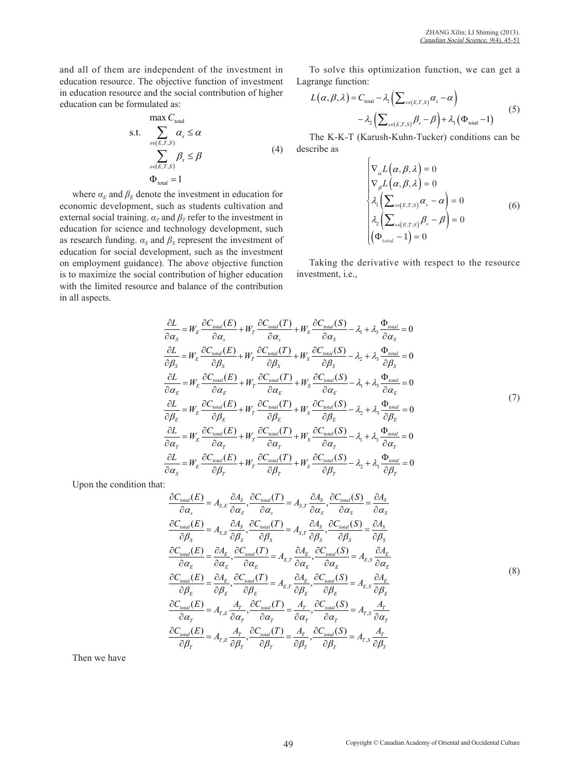and all of them are independent of the investment in education resource. The objective function of investment in education resource and the social contribution of higher education can be formulated as:

$$
\begin{aligned}
&\max C_{\text{total}} \\
\text{s.t.}\quad &\sum_{s\in(E,T,S)} \alpha_s \le \alpha \\
&\sum_{s\in(E,T,S)} \beta_s \le \beta \\
&\Phi_{\text{total}} = 1
\end{aligned}
\tag{4}
$$

where $\alpha_E$ and $\beta_E$ denote the investment in education for economic development, such as students cultivation and external social training. $\alpha_T$ and $\beta_T$ refer to the investment in education for science and technology development, such as research funding. $\alpha_S$ and $\beta_S$ represent the investment of education for social development, such as the investment on employment guidance). The above objective function is to maximize the social contribution of higher education with the limited resource and balance of the contribution in all aspects.

To solve this optimization function, we can get a Lagrange function:

$$
L(\alpha,\beta,\lambda) = C_{\text{total}} - \lambda_1\left(\sum_{s\in(E,T,S)} \alpha_s - \alpha\right) - \lambda_2\left(\sum_{s\in(E,T,S)} \beta_s - \beta\right) + \lambda_3\left(\Phi_{\text{total}} - 1\right)
\tag{5}
$$

The K-K-T (Karush-Kuhn-Tucker) conditions can be describe as

$$
\begin{cases}
\nabla_{\alpha} L(\alpha,\beta,\lambda) = 0 \\
\nabla_{\beta} L(\alpha,\beta,\lambda) = 0 \\
\lambda_1\left(\sum_{s\in(E,T,S)} \alpha_s - \alpha\right) = 0 \\
\lambda_2\left(\sum_{s\in(E,T,S)} \beta_s - \beta\right) = 0 \\
\left(\Phi_{\text{total}} - 1\right) = 0
\end{cases}
\tag{6}
$$

Taking the derivative with respect to the resource investment, i.e.,

$$
\begin{aligned}
\frac{\partial L}{\partial \alpha_S} &= W_E \frac{\partial C_{total}(E)}{\partial \alpha_s} + W_T \frac{\partial C_{total}(T)}{\partial \alpha_s} + W_S \frac{\partial C_{total}(S)}{\partial \alpha_S} - \lambda_1 + \lambda_3 \frac{\Phi_{total}}{\partial \alpha_S} = 0 \\
\frac{\partial L}{\partial \beta_S} &= W_E \frac{\partial C_{total}(E)}{\partial \beta_S} + W_T \frac{\partial C_{total}(T)}{\partial \beta_S} + W_S \frac{\partial C_{total}(S)}{\partial \beta_S} - \lambda_2 + \lambda_3 \frac{\Phi_{total}}{\partial \beta_S} = 0 \\
\frac{\partial L}{\partial \alpha_E} &= W_E \frac{\partial C_{total}(E)}{\partial \alpha_E} + W_T \frac{\partial C_{total}(T)}{\partial \alpha_E} + W_S \frac{\partial C_{total}(S)}{\partial \alpha_E} - \lambda_1 + \lambda_3 \frac{\Phi_{total}}{\partial \alpha_E} = 0 \\
\frac{\partial L}{\partial \beta_E} &= W_E \frac{\partial C_{total}(E)}{\partial \beta_E} + W_T \frac{\partial C_{total}(T)}{\partial \beta_E} + W_S \frac{\partial C_{total}(S)}{\partial \beta_E} - \lambda_2 + \lambda_3 \frac{\Phi_{total}}{\partial \beta_E} = 0 \\
\frac{\partial L}{\partial \alpha_T} &= W_E \frac{\partial C_{total}(E)}{\partial \alpha_T} + W_T \frac{\partial C_{total}(T)}{\partial \alpha_T} + W_S \frac{\partial C_{total}(S)}{\partial \alpha_T} - \lambda_1 + \lambda_3 \frac{\Phi_{total}}{\partial \alpha_T} = 0 \\
\frac{\partial L}{\partial \alpha_S} &= W_E \frac{\partial C_{total}(E)}{\partial \beta_T} + W_T \frac{\partial C_{total}(T)}{\partial \beta_T} + W_S \frac{\partial C_{total}(S)}{\partial \beta_T} - \lambda_2 + \lambda_3 \frac{\Phi_{total}}{\partial \beta_T} = 0
\end{aligned}
\tag{7}
$$

Upon the condition that:

$$
\begin{aligned}
&\frac{\partial C_{total}(E)}{\partial \alpha_s} = A_{S,E}\frac{\partial A_S}{\partial \alpha_S}, \frac{\partial C_{total}(T)}{\partial \alpha_s} = A_{S,T}\frac{\partial A_S}{\partial \alpha_S}, \frac{\partial C_{total}(S)}{\partial \alpha_S} = \frac{\partial A_S}{\partial \alpha_S} \\
&\frac{\partial C_{total}(E)}{\partial \beta_S} = A_{S,E}\frac{\partial A_S}{\partial \beta_S}, \frac{\partial C_{total}(T)}{\partial \beta_S} = A_{S,T}\frac{\partial A_S}{\partial \beta_S}, \frac{\partial C_{total}(S)}{\partial \beta_S} = \frac{\partial A_S}{\partial \beta_S} \\
&\frac{\partial C_{total}(E)}{\partial \alpha_E} = \frac{\partial A_E}{\partial \alpha_E}, \frac{\partial C_{total}(T)}{\partial \alpha_E} = A_{E,T}\frac{\partial A_E}{\partial \alpha_E}, \frac{\partial C_{total}(S)}{\partial \alpha_E} = A_{E,S}\frac{\partial A_E}{\partial \alpha_E} \\
&\frac{\partial C_{total}(E)}{\partial \beta_E} = \frac{\partial A_E}{\partial \beta_E}, \frac{\partial C_{total}(T)}{\partial \beta_E} = A_{E,T}\frac{\partial A_E}{\partial \beta_E}, \frac{\partial C_{total}(S)}{\partial \beta_E} = A_{E,S}\frac{\partial A_E}{\partial \beta_E} \\
&\frac{\partial C_{total}(E)}{\partial \alpha_T} = A_{T,E}\frac{A_T}{\partial \alpha_T}, \frac{\partial C_{total}(T)}{\partial \alpha_T} = \frac{A_T}{\partial \alpha_T}, \frac{\partial C_{total}(S)}{\partial \alpha_T} = A_{T,S}\frac{A_T}{\partial \alpha_T} \\
&\frac{\partial C_{total}(E)}{\partial \beta_T} = A_{T,E}\frac{A_T}{\partial \beta_T}, \frac{\partial C_{total}(T)}{\partial \beta_T} = \frac{A_T}{\partial \beta_T}, \frac{\partial C_{total}(S)}{\partial \beta_T} = A_{T,S}\frac{A_T}{\partial \beta_T}
\end{aligned}
\tag{8}
$$

Then we have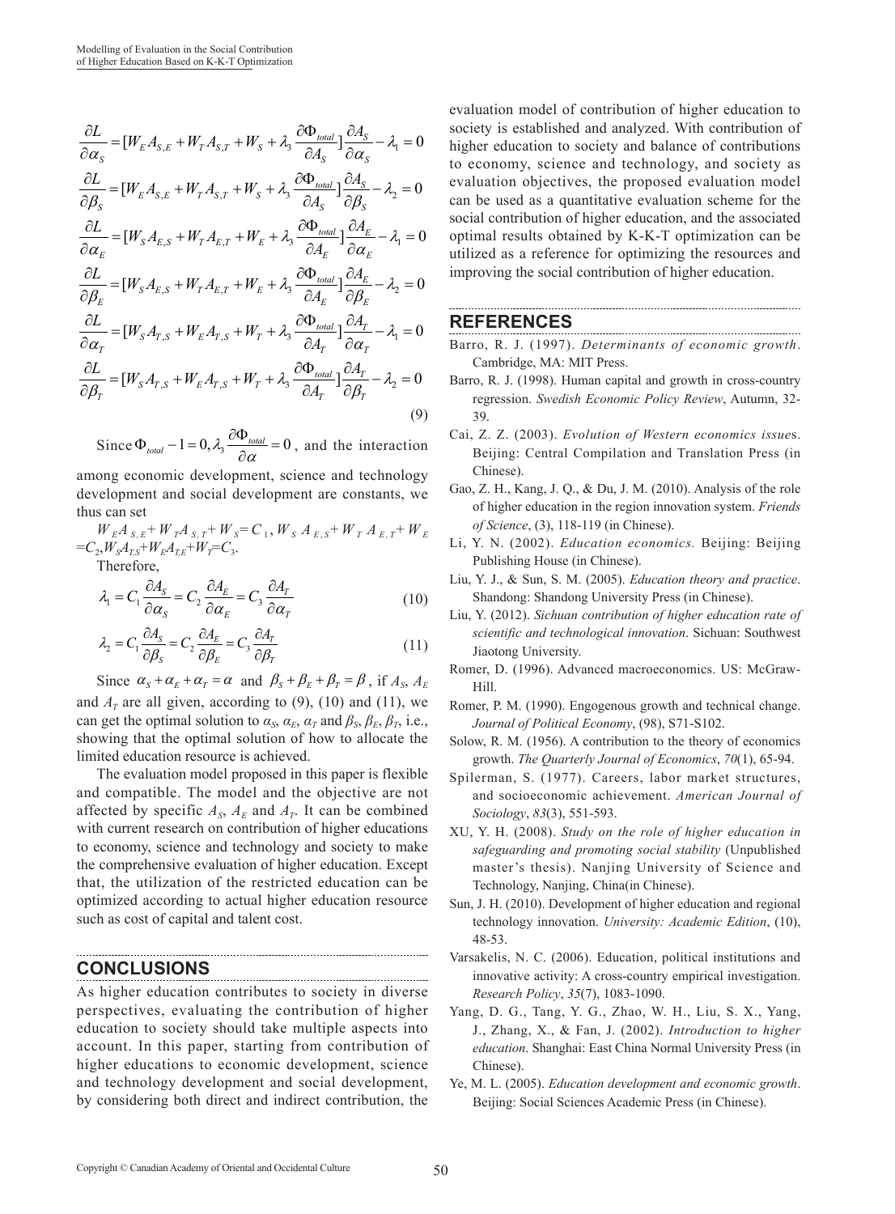$$
\begin{aligned}
\frac{\partial L}{\partial \alpha_S} &= [W_E A_{S,E} + W_T A_{S,T} + W_S + \lambda_3 \frac{\partial \Phi_{total}}{\partial A_S}] \frac{\partial A_S}{\partial \alpha_S} - \lambda_1 = 0 \\
\frac{\partial L}{\partial \beta_S} &= [W_E A_{S,E} + W_T A_{S,T} + W_S + \lambda_3 \frac{\partial \Phi_{total}}{\partial A_S}] \frac{\partial A_S}{\partial \beta_S} - \lambda_2 = 0 \\
\frac{\partial L}{\partial \alpha_E} &= [W_S A_{E,S} + W_T A_{E,T} + W_E + \lambda_3 \frac{\partial \Phi_{total}}{\partial A_E}] \frac{\partial A_E}{\partial \alpha_E} - \lambda_1 = 0 \\
\frac{\partial L}{\partial \beta_E} &= [W_S A_{E,S} + W_T A_{E,T} + W_E + \lambda_3 \frac{\partial \Phi_{total}}{\partial A_E}] \frac{\partial A_E}{\partial \beta_E} - \lambda_2 = 0 \\
\frac{\partial L}{\partial \alpha_T} &= [W_S A_{T,S} + W_E A_{T,S} + W_T + \lambda_3 \frac{\partial \Phi_{total}}{\partial A_T}] \frac{\partial A_T}{\partial \alpha_T} - \lambda_1 = 0 \\
\frac{\partial L}{\partial \beta_T} &= [W_S A_{T,S} + W_E A_{T,S} + W_T + \lambda_3 \frac{\partial \Phi_{total}}{\partial A_T}] \frac{\partial A_T}{\partial \beta_T} - \lambda_2 = 0
\end{aligned}
\tag{9}
$$

Since $\Phi_{total} - 1 = 0, \lambda_3 \frac{\partial \Phi_{total}}{\partial \alpha} = 0$, and the interaction among economic development, science and technology development and social development are constants, we thus can set

$W_E A_{S,E} + W_T A_{S,T} + W_S = C_1$, $W_S A_{E,S} + W_T A_{E,T} + W_E = C_2$, $W_S A_{T,S} + W_E A_{T,E} + W_T = C_3$.

Therefore,

$$
\lambda_1 = C_1 \frac{\partial A_S}{\partial \alpha_S} = C_2 \frac{\partial A_E}{\partial \alpha_E} = C_3 \frac{\partial A_T}{\partial \alpha_T} \tag{10}
$$

$$
\lambda_2 = C_1 \frac{\partial A_S}{\partial \beta_S} = C_2 \frac{\partial A_E}{\partial \beta_E} = C_3 \frac{\partial A_T}{\partial \beta_T} \tag{11}
$$

Since $\alpha_S + \alpha_E + \alpha_T = \alpha$ and $\beta_S + \beta_E + \beta_T = \beta$, if $A_S$, $A_E$ and $A_T$ are all given, according to (9), (10) and (11), we can get the optimal solution to $\alpha_S$, $\alpha_E$, $\alpha_T$ and $\beta_S$, $\beta_E$, $\beta_T$, i.e., showing that the optimal solution of how to allocate the limited education resource is achieved.

The evaluation model proposed in this paper is flexible and compatible. The model and the objective are not affected by specific $A_S$, $A_E$ and $A_T$. It can be combined with current research on contribution of higher educations to economy, science and technology and society to make the comprehensive evaluation of higher education. Except that, the utilization of the restricted education can be optimized according to actual higher education resource such as cost of capital and talent cost.

## CONCLUSIONS

As higher education contributes to society in diverse perspectives, evaluating the contribution of higher education to society should take multiple aspects into account. In this paper, starting from contribution of higher educations to economic development, science and technology development and social development, by considering both direct and indirect contribution, the evaluation model of contribution of higher education to society is established and analyzed. With contribution of higher education to society and balance of contributions to economy, science and technology, and society as evaluation objectives, the proposed evaluation model can be used as a quantitative evaluation scheme for the social contribution of higher education, and the associated optimal results obtained by K-K-T optimization can be utilized as a reference for optimizing the resources and improving the social contribution of higher education.

## REFERENCES

Barro, R. J. (1997). *Determinants of economic growth*. Cambridge, MA: MIT Press.

Barro, R. J. (1998). Human capital and growth in cross-country regression. *Swedish Economic Policy Review*, Autumn, 32-39.

Cai, Z. Z. (2003). *Evolution of Western economics issues*. Beijing: Central Compilation and Translation Press (in Chinese).

Gao, Z. H., Kang, J. Q., & Du, J. M. (2010). Analysis of the role of higher education in the region innovation system. *Friends of Science*, (3), 118-119 (in Chinese).

Li, Y. N. (2002). *Education economics.* Beijing: Beijing Publishing House (in Chinese).

Liu, Y. J., & Sun, S. M. (2005). *Education theory and practice*. Shandong: Shandong University Press (in Chinese).

Liu, Y. (2012). *Sichuan contribution of higher education rate of scientific and technological innovation*. Sichuan: Southwest Jiaotong University.

Romer, D. (1996). Advanced macroeconomics. US: McGraw-Hill.

Romer, P. M. (1990). Engogenous growth and technical change. *Journal of Political Economy*, (98), S71-S102.

Solow, R. M. (1956). A contribution to the theory of economics growth. *The Quarterly Journal of Economics*, *70*(1), 65-94.

Spilerman, S. (1977). Careers, labor market structures, and socioeconomic achievement. *American Journal of Sociology*, *83*(3), 551-593.

XU, Y. H. (2008). *Study on the role of higher education in safeguarding and promoting social stability* (Unpublished master's thesis). Nanjing University of Science and Technology, Nanjing, China(in Chinese).

Sun, J. H. (2010). Development of higher education and regional technology innovation. *University: Academic Edition*, (10), 48-53.

Varsakelis, N. C. (2006). Education, political institutions and innovative activity: A cross-country empirical investigation. *Research Policy*, *35*(7), 1083-1090.

Yang, D. G., Tang, Y. G., Zhao, W. H., Liu, S. X., Yang, J., Zhang, X., & Fan, J. (2002). *Introduction to higher education*. Shanghai: East China Normal University Press (in Chinese).

Ye, M. L. (2005). *Education development and economic growth*. Beijing: Social Sciences Academic Press (in Chinese).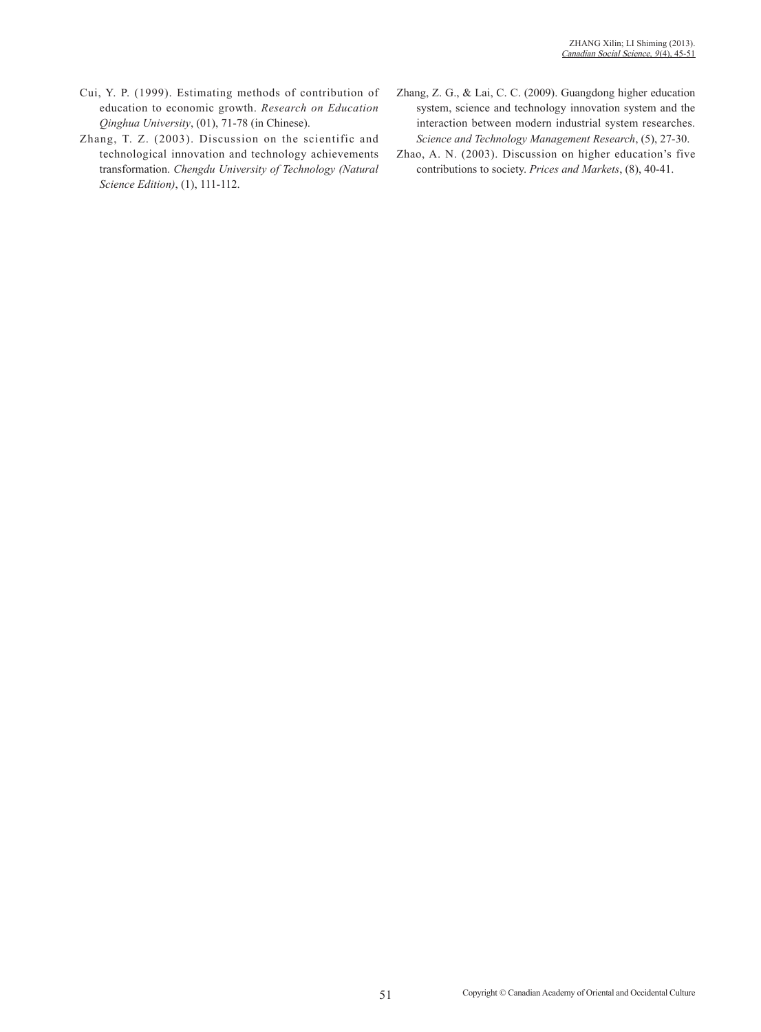Cui, Y. P. (1999). Estimating methods of contribution of education to economic growth. *Research on Education Qinghua University*, (01), 71-78 (in Chinese).

Zhang, T. Z. (2003). Discussion on the scientific and technological innovation and technology achievements transformation. *Chengdu University of Technology (Natural Science Edition)*, (1), 111-112.

Zhang, Z. G., & Lai, C. C. (2009). Guangdong higher education system, science and technology innovation system and the interaction between modern industrial system researches. *Science and Technology Management Research*, (5), 27-30.

Zhao, A. N. (2003). Discussion on higher education's five contributions to society. *Prices and Markets*, (8), 40-41.